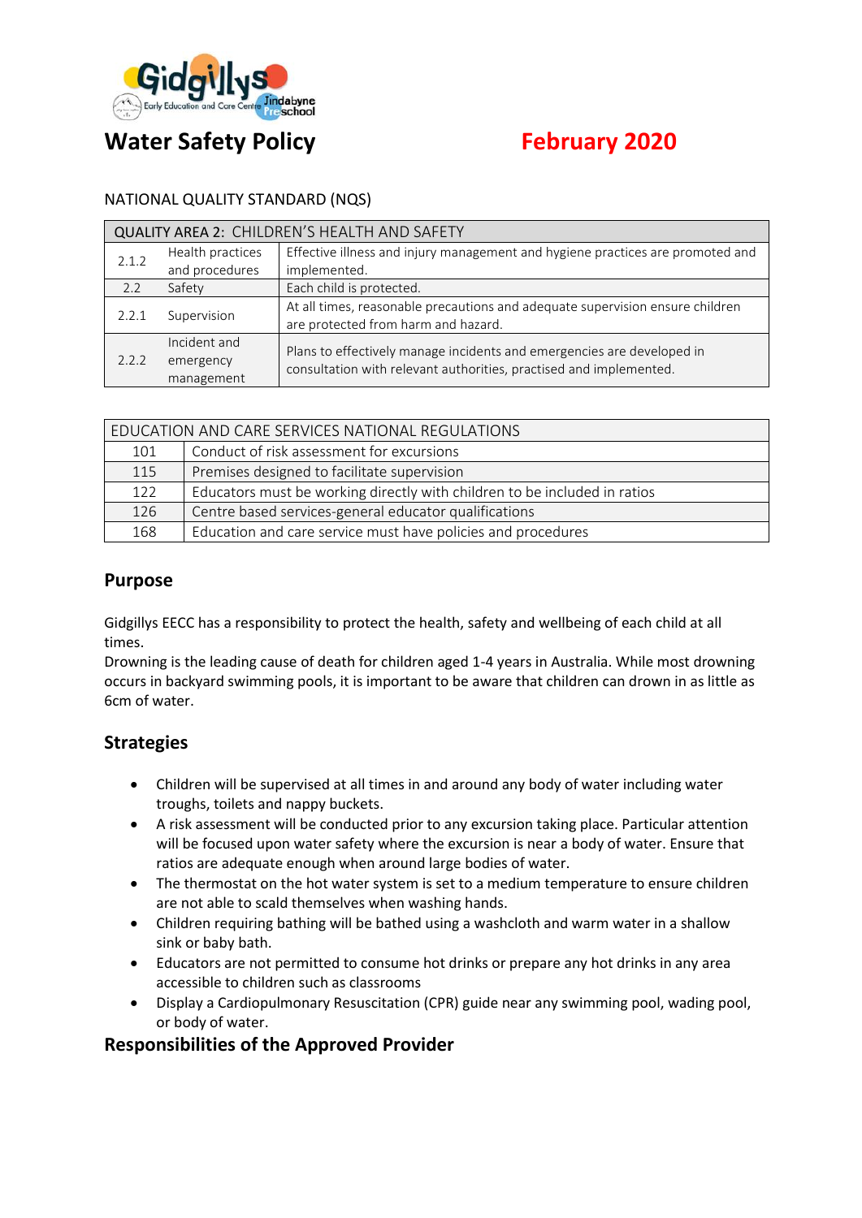# Water Safety Policy

**February 2020**

NATIONAL QUALITY STANDARD (NQS)

| QUALITY AREA 2: CHILDREN'S HEALTH AND SAFETY | | |
|---|---|---|
| 2.1.2 | Health practices and procedures | Effective illness and injury management and hygiene practices are promoted and implemented. |
| 2.2 | Safety | Each child is protected. |
| 2.2.1 | Supervision | At all times, reasonable precautions and adequate supervision ensure children are protected from harm and hazard. |
| 2.2.2 | Incident and emergency management | Plans to effectively manage incidents and emergencies are developed in consultation with relevant authorities, practised and implemented. |

| EDUCATION AND CARE SERVICES NATIONAL REGULATIONS | |
|---|---|
| 101 | Conduct of risk assessment for excursions |
| 115 | Premises designed to facilitate supervision |
| 122 | Educators must be working directly with children to be included in ratios |
| 126 | Centre based services-general educator qualifications |
| 168 | Education and care service must have policies and procedures |

## Purpose

Gidgillys EECC has a responsibility to protect the health, safety and wellbeing of each child at all times.
Drowning is the leading cause of death for children aged 1-4 years in Australia. While most drowning occurs in backyard swimming pools, it is important to be aware that children can drown in as little as 6cm of water.

## Strategies

- Children will be supervised at all times in and around any body of water including water troughs, toilets and nappy buckets.
- A risk assessment will be conducted prior to any excursion taking place. Particular attention will be focused upon water safety where the excursion is near a body of water. Ensure that ratios are adequate enough when around large bodies of water.
- The thermostat on the hot water system is set to a medium temperature to ensure children are not able to scald themselves when washing hands.
- Children requiring bathing will be bathed using a washcloth and warm water in a shallow sink or baby bath.
- Educators are not permitted to consume hot drinks or prepare any hot drinks in any area accessible to children such as classrooms
- Display a Cardiopulmonary Resuscitation (CPR) guide near any swimming pool, wading pool, or body of water.

## Responsibilities of the Approved Provider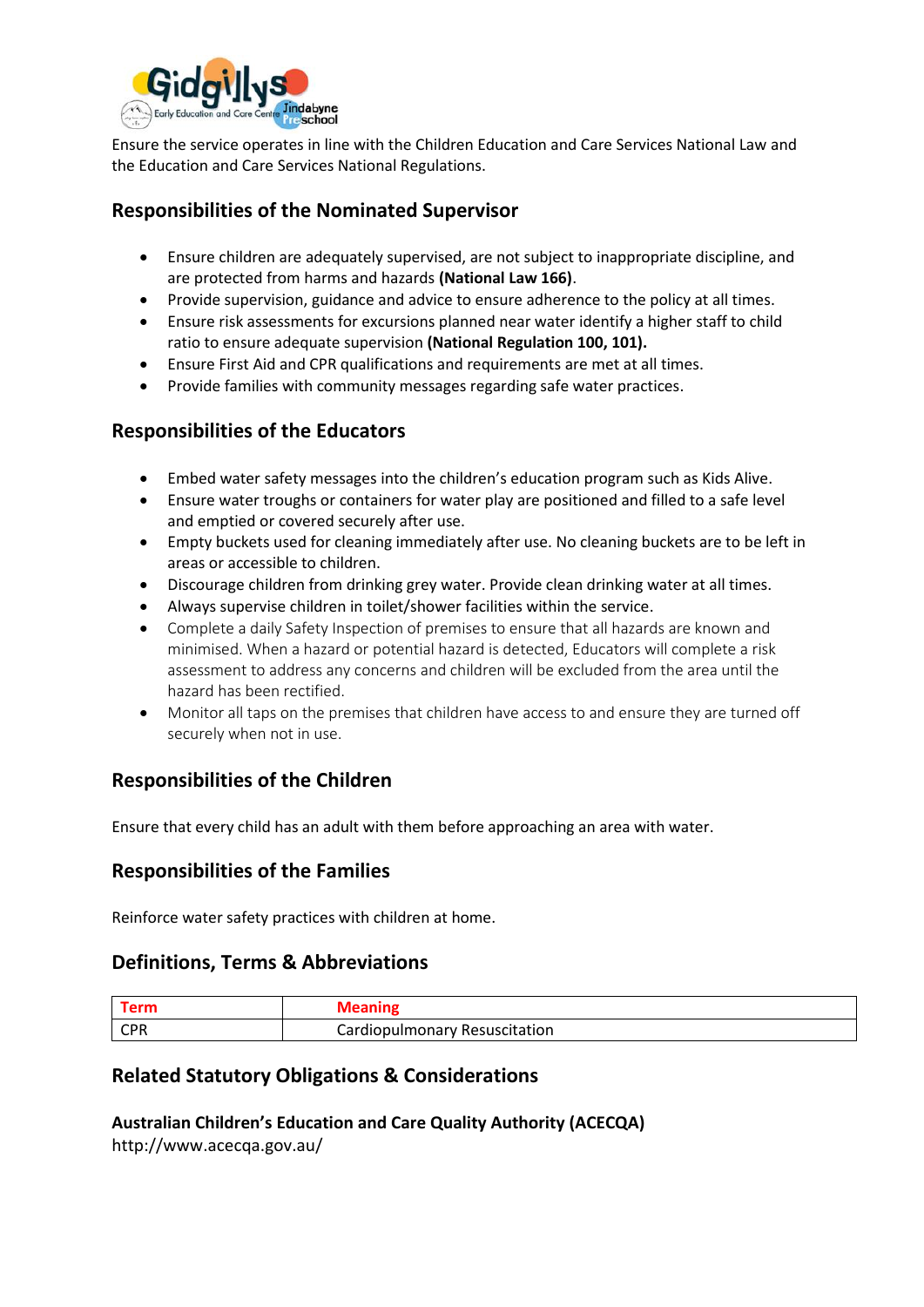Ensure the service operates in line with the Children Education and Care Services National Law and the Education and Care Services National Regulations.

## Responsibilities of the Nominated Supervisor

- Ensure children are adequately supervised, are not subject to inappropriate discipline, and are protected from harms and hazards **(National Law 166)**.
- Provide supervision, guidance and advice to ensure adherence to the policy at all times.
- Ensure risk assessments for excursions planned near water identify a higher staff to child ratio to ensure adequate supervision **(National Regulation 100, 101).**
- Ensure First Aid and CPR qualifications and requirements are met at all times.
- Provide families with community messages regarding safe water practices.

## Responsibilities of the Educators

- Embed water safety messages into the children's education program such as Kids Alive.
- Ensure water troughs or containers for water play are positioned and filled to a safe level and emptied or covered securely after use.
- Empty buckets used for cleaning immediately after use. No cleaning buckets are to be left in areas or accessible to children.
- Discourage children from drinking grey water. Provide clean drinking water at all times.
- Always supervise children in toilet/shower facilities within the service.
- Complete a daily Safety Inspection of premises to ensure that all hazards are known and minimised. When a hazard or potential hazard is detected, Educators will complete a risk assessment to address any concerns and children will be excluded from the area until the hazard has been rectified.
- Monitor all taps on the premises that children have access to and ensure they are turned off securely when not in use.

## Responsibilities of the Children

Ensure that every child has an adult with them before approaching an area with water.

## Responsibilities of the Families

Reinforce water safety practices with children at home.

## Definitions, Terms & Abbreviations

| Term | Meaning |
|---|---|
| CPR | Cardiopulmonary Resuscitation |

## Related Statutory Obligations & Considerations

**Australian Children's Education and Care Quality Authority (ACECQA)**
http://www.acecqa.gov.au/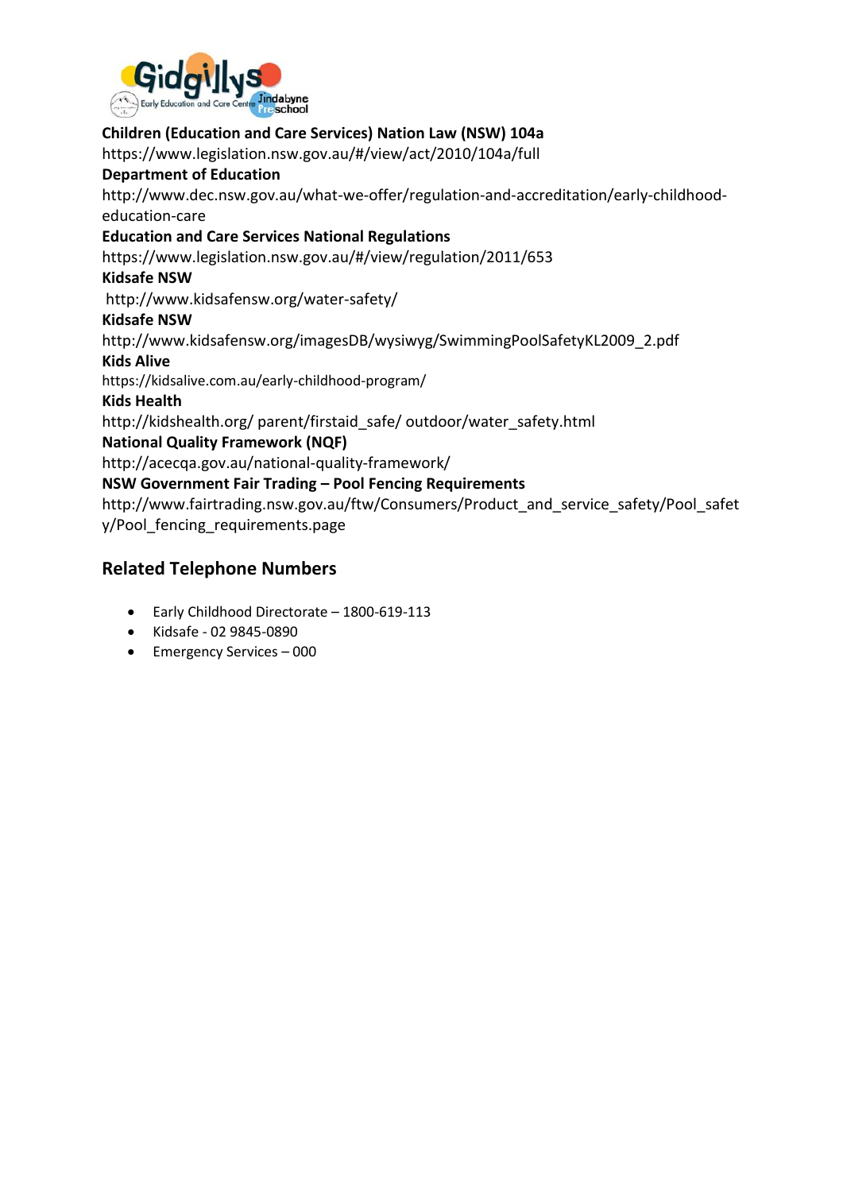**Children (Education and Care Services) Nation Law (NSW) 104a**
https://www.legislation.nsw.gov.au/#/view/act/2010/104a/full
**Department of Education**
http://www.dec.nsw.gov.au/what-we-offer/regulation-and-accreditation/early-childhood-education-care
**Education and Care Services National Regulations**
https://www.legislation.nsw.gov.au/#/view/regulation/2011/653
**Kidsafe NSW**
http://www.kidsafensw.org/water-safety/
**Kidsafe NSW**
http://www.kidsafensw.org/imagesDB/wysiwyg/SwimmingPoolSafetyKL2009_2.pdf
**Kids Alive**
https://kidsalive.com.au/early-childhood-program/
**Kids Health**
http://kidshealth.org/ parent/firstaid_safe/ outdoor/water_safety.html
**National Quality Framework (NQF)**
http://acecqa.gov.au/national-quality-framework/
**NSW Government Fair Trading – Pool Fencing Requirements**
http://www.fairtrading.nsw.gov.au/ftw/Consumers/Product_and_service_safety/Pool_safety/Pool_fencing_requirements.page

## Related Telephone Numbers

- Early Childhood Directorate – 1800-619-113
- Kidsafe - 02 9845-0890
- Emergency Services – 000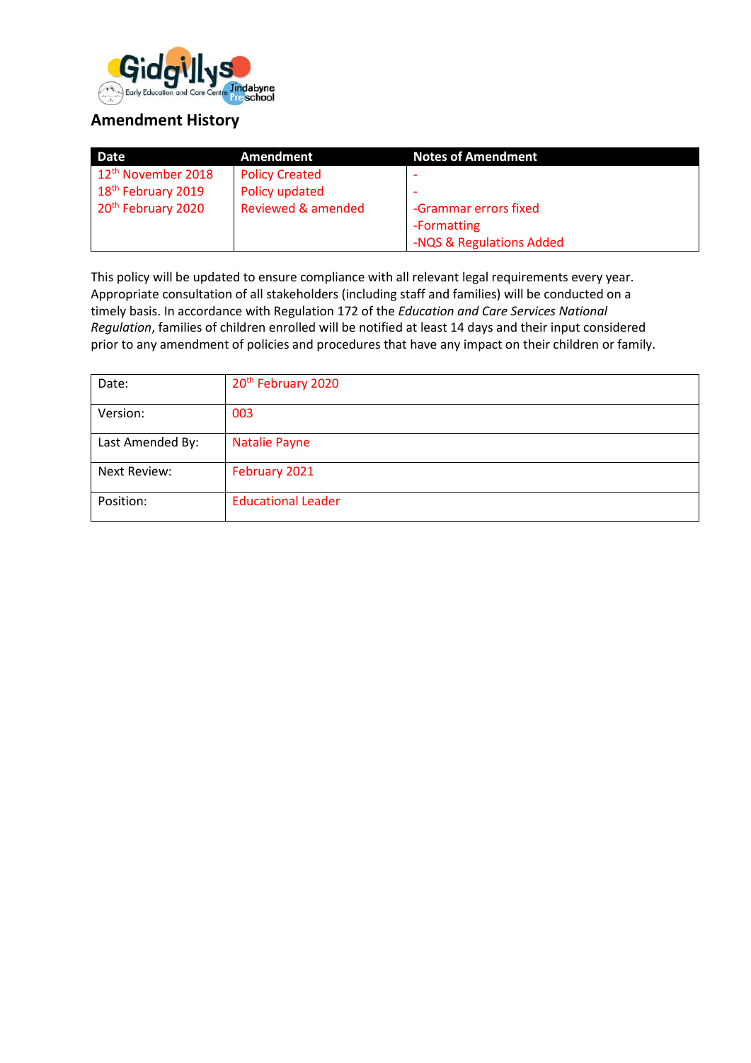## Amendment History

| Date | Amendment | Notes of Amendment |
|---|---|---|
| 12th November 2018 | Policy Created | - |
| 18th February 2019 | Policy updated | - |
| 20th February 2020 | Reviewed & amended | -Grammar errors fixed<br>-Formatting<br>-NQS & Regulations Added |

This policy will be updated to ensure compliance with all relevant legal requirements every year. Appropriate consultation of all stakeholders (including staff and families) will be conducted on a timely basis. In accordance with Regulation 172 of the *Education and Care Services National Regulation*, families of children enrolled will be notified at least 14 days and their input considered prior to any amendment of policies and procedures that have any impact on their children or family.

| | |
|---|---|
| Date: | 20th February 2020 |
| Version: | 003 |
| Last Amended By: | Natalie Payne |
| Next Review: | February 2021 |
| Position: | Educational Leader |